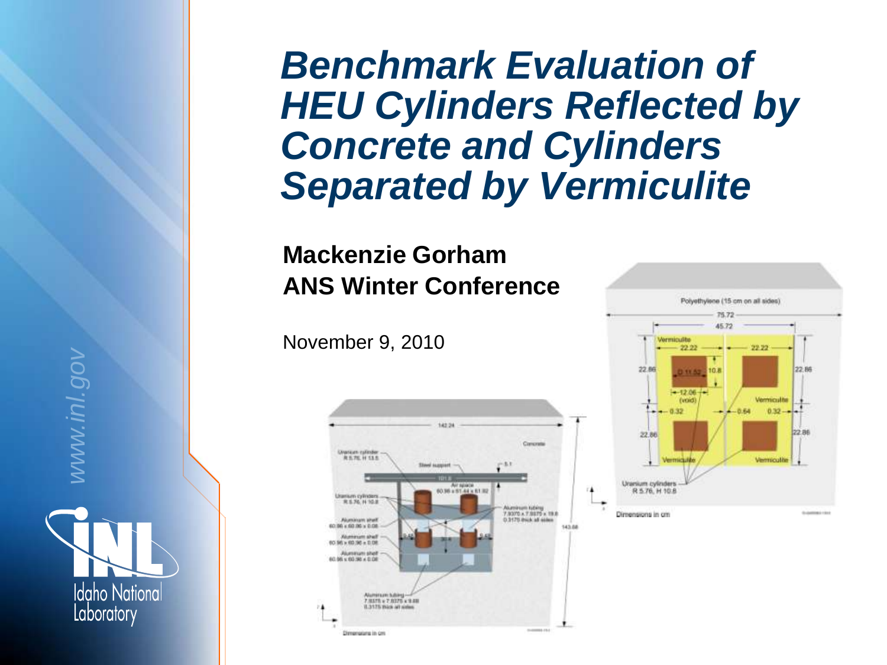# *Benchmark Evaluation of HEU Cylinders Reflected by Concrete and Cylinders Separated by Vermiculite*

**Mackenzie Gorham**
**ANS Winter Conference**

November 9, 2010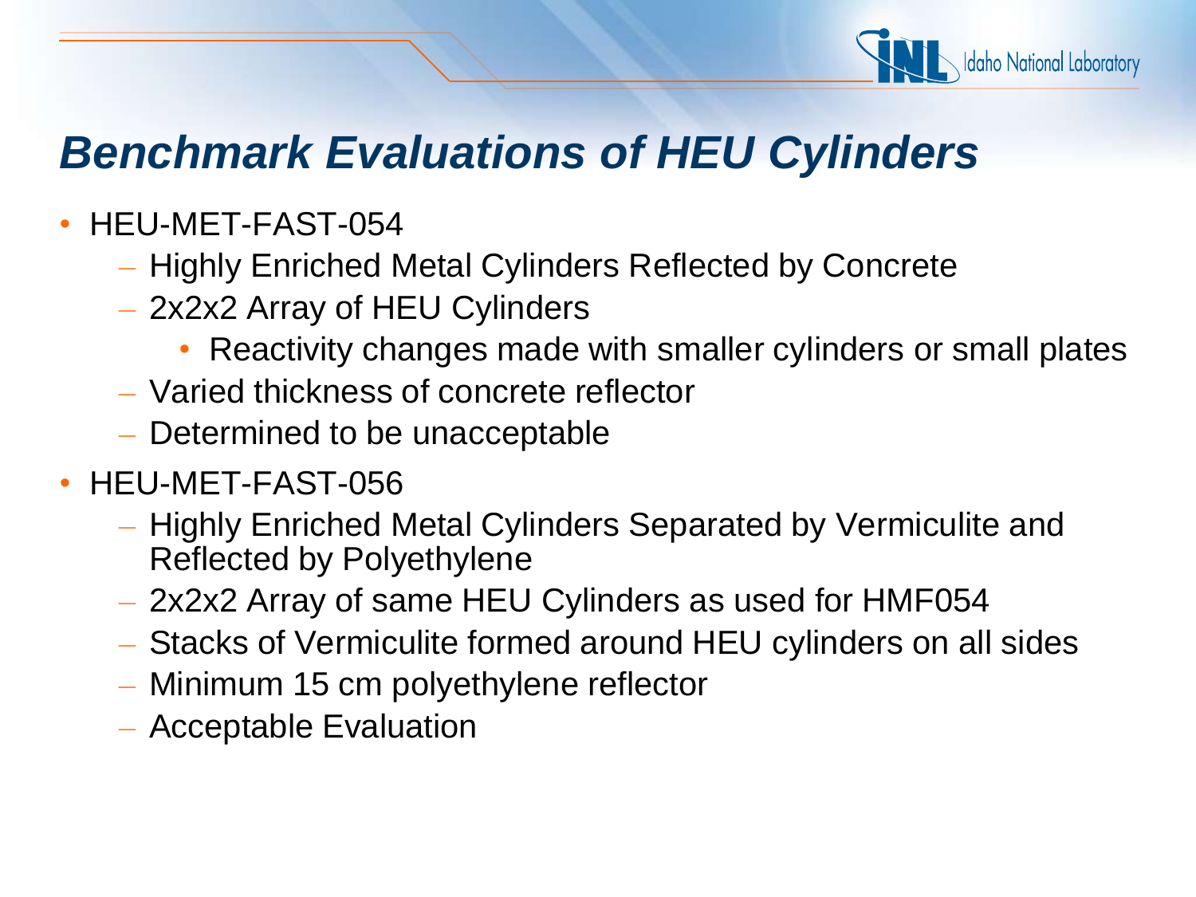# *Benchmark Evaluations of HEU Cylinders*

- HEU-MET-FAST-054
  - Highly Enriched Metal Cylinders Reflected by Concrete
  - 2x2x2 Array of HEU Cylinders
    - Reactivity changes made with smaller cylinders or small plates
  - Varied thickness of concrete reflector
  - Determined to be unacceptable
- HEU-MET-FAST-056
  - Highly Enriched Metal Cylinders Separated by Vermiculite and Reflected by Polyethylene
  - 2x2x2 Array of same HEU Cylinders as used for HMF054
  - Stacks of Vermiculite formed around HEU cylinders on all sides
  - Minimum 15 cm polyethylene reflector
  - Acceptable Evaluation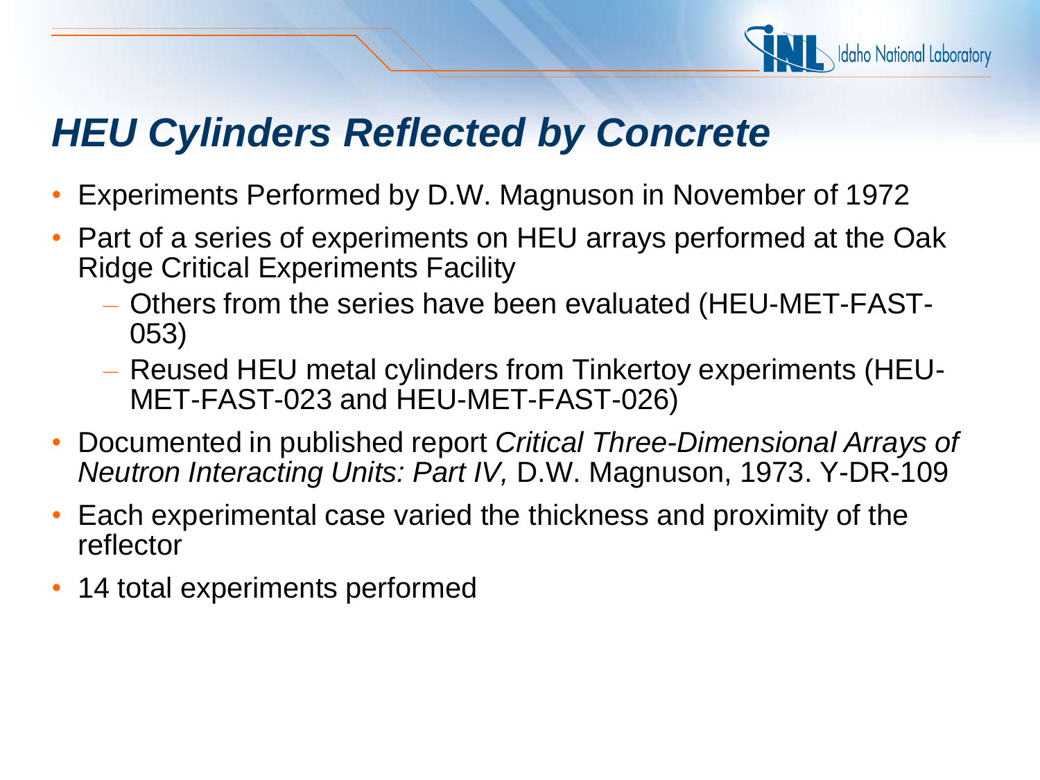# *HEU Cylinders Reflected by Concrete*

- Experiments Performed by D.W. Magnuson in November of 1972
- Part of a series of experiments on HEU arrays performed at the Oak Ridge Critical Experiments Facility
  - Others from the series have been evaluated (HEU-MET-FAST-053)
  - Reused HEU metal cylinders from Tinkertoy experiments (HEU-MET-FAST-023 and HEU-MET-FAST-026)
- Documented in published report *Critical Three-Dimensional Arrays of Neutron Interacting Units: Part IV,* D.W. Magnuson, 1973. Y-DR-109
- Each experimental case varied the thickness and proximity of the reflector
- 14 total experiments performed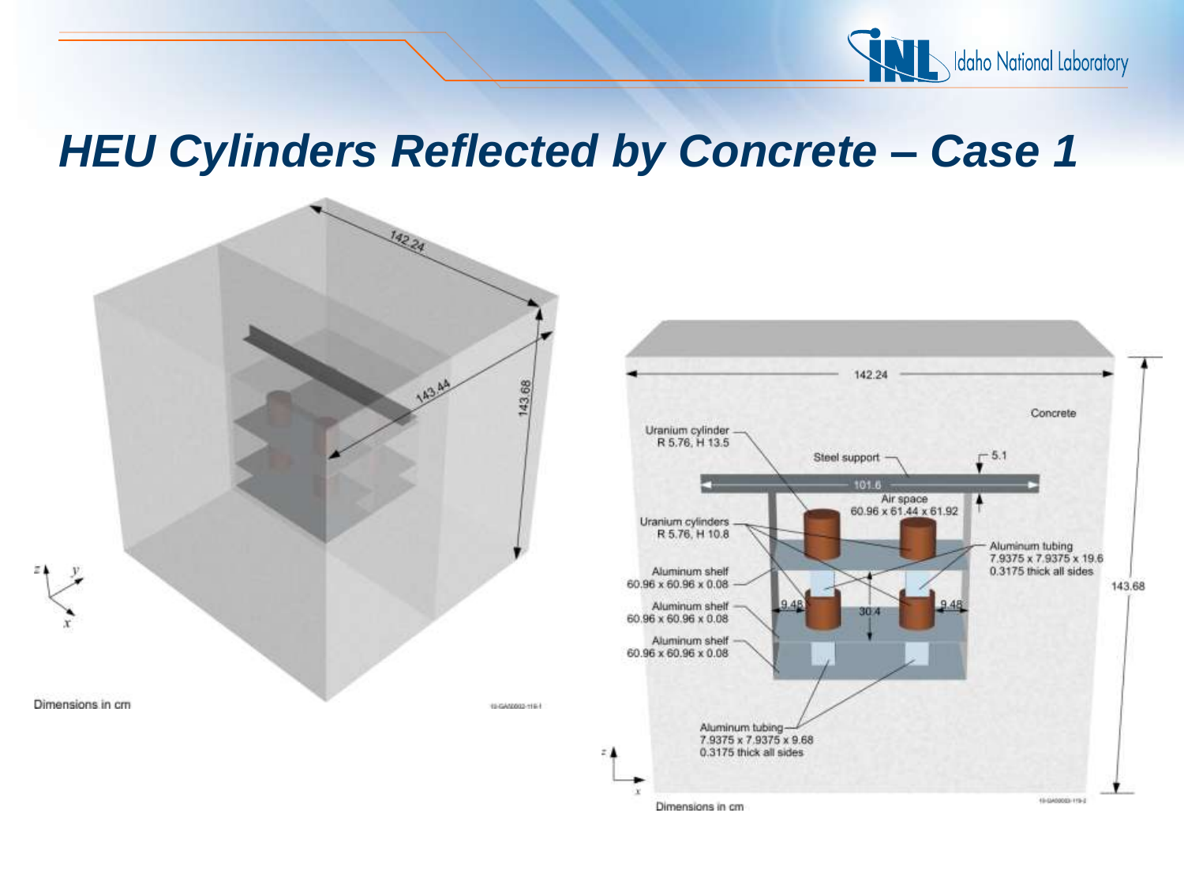# *HEU Cylinders Reflected by Concrete – Case 1*

142.24

143.44

143.68

Dimensions in cm

142.24

Concrete

Uranium cylinder
R 5.76, H 13.5

Steel support

5.1

101.6

Air space
60.96 x 61.44 x 61.92

Uranium cylinders
R 5.76, H 10.8

Aluminum tubing
7.9375 x 7.9375 x 19.6
0.3175 thick all sides

Aluminum shelf
60.96 x 60.96 x 0.08

Aluminum shelf
60.96 x 60.96 x 0.08

Aluminum shelf
60.96 x 60.96 x 0.08

9.48

30.4

9.48

143.68

Aluminum tubing
7.9375 x 7.9375 x 9.68
0.3175 thick all sides

Dimensions in cm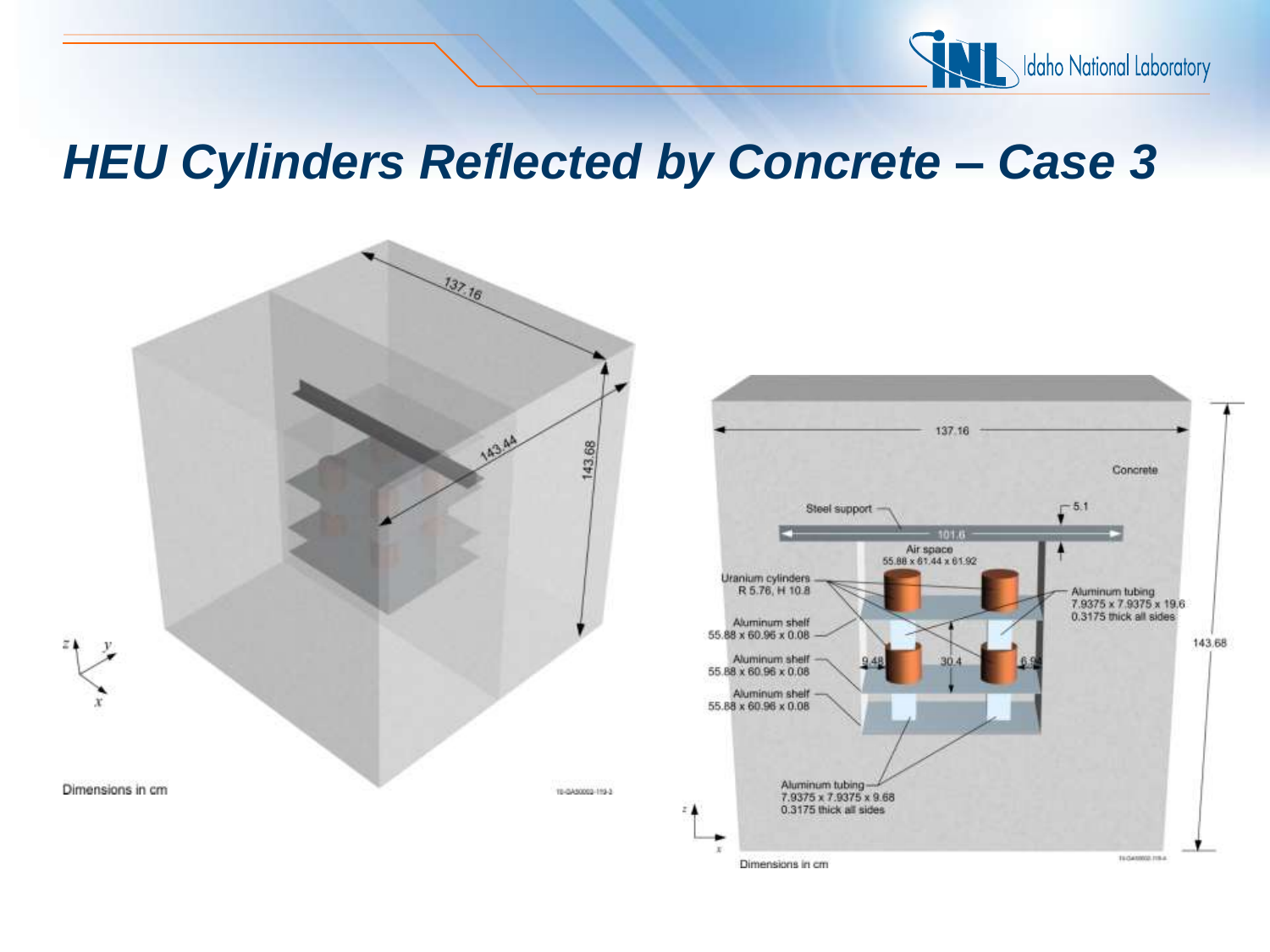# HEU Cylinders Reflected by Concrete – Case 3

137.16

143.44

143.68

Dimensions in cm

137.16

Concrete

Steel support

5.1

101.6

Air space
55.88 x 61.44 x 61.92

Uranium cylinders
R 5.76, H 10.8

Aluminum tubing
7.9375 x 7.9375 x 19.6
0.3175 thick all sides

Aluminum shelf
55.88 x 60.96 x 0.08

Aluminum shelf
55.88 x 60.96 x 0.08

Aluminum shelf
55.88 x 60.96 x 0.08

9.48

30.4

6.94

143.68

Aluminum tubing
7.9375 x 7.9375 x 9.68
0.3175 thick all sides

Dimensions in cm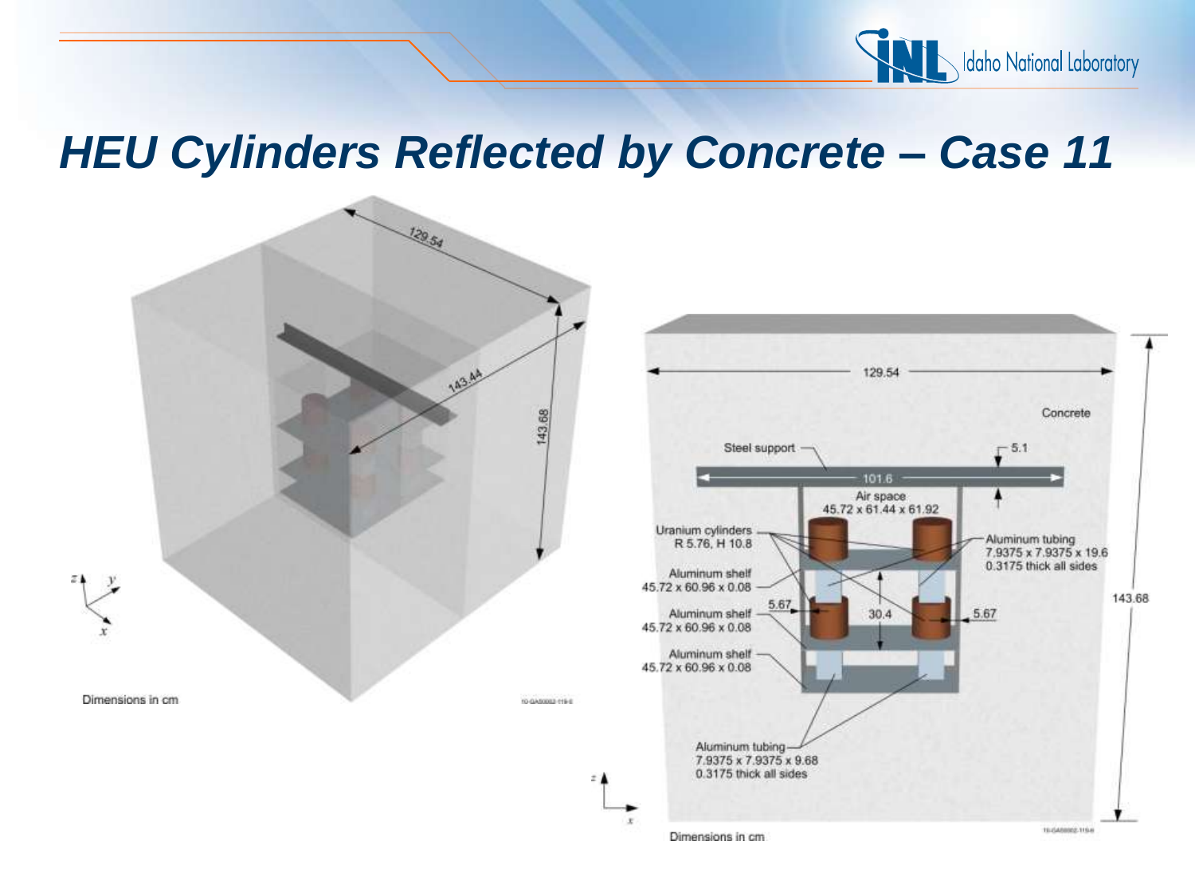# HEU Cylinders Reflected by Concrete – Case 11

129.54

143.44

143.68

Dimensions in cm

129.54

Concrete

Steel support

5.1

101.6

Air space
45.72 x 61.44 x 61.92

Uranium cylinders
R 5.76, H 10.8

Aluminum tubing
7.9375 x 7.9375 x 19.6
0.3175 thick all sides

Aluminum shelf
45.72 x 60.96 x 0.08

5.67

30.4

5.67

143.68

Aluminum shelf
45.72 x 60.96 x 0.08

Aluminum shelf
45.72 x 60.96 x 0.08

Aluminum tubing
7.9375 x 7.9375 x 9.68
0.3175 thick all sides

Dimensions in cm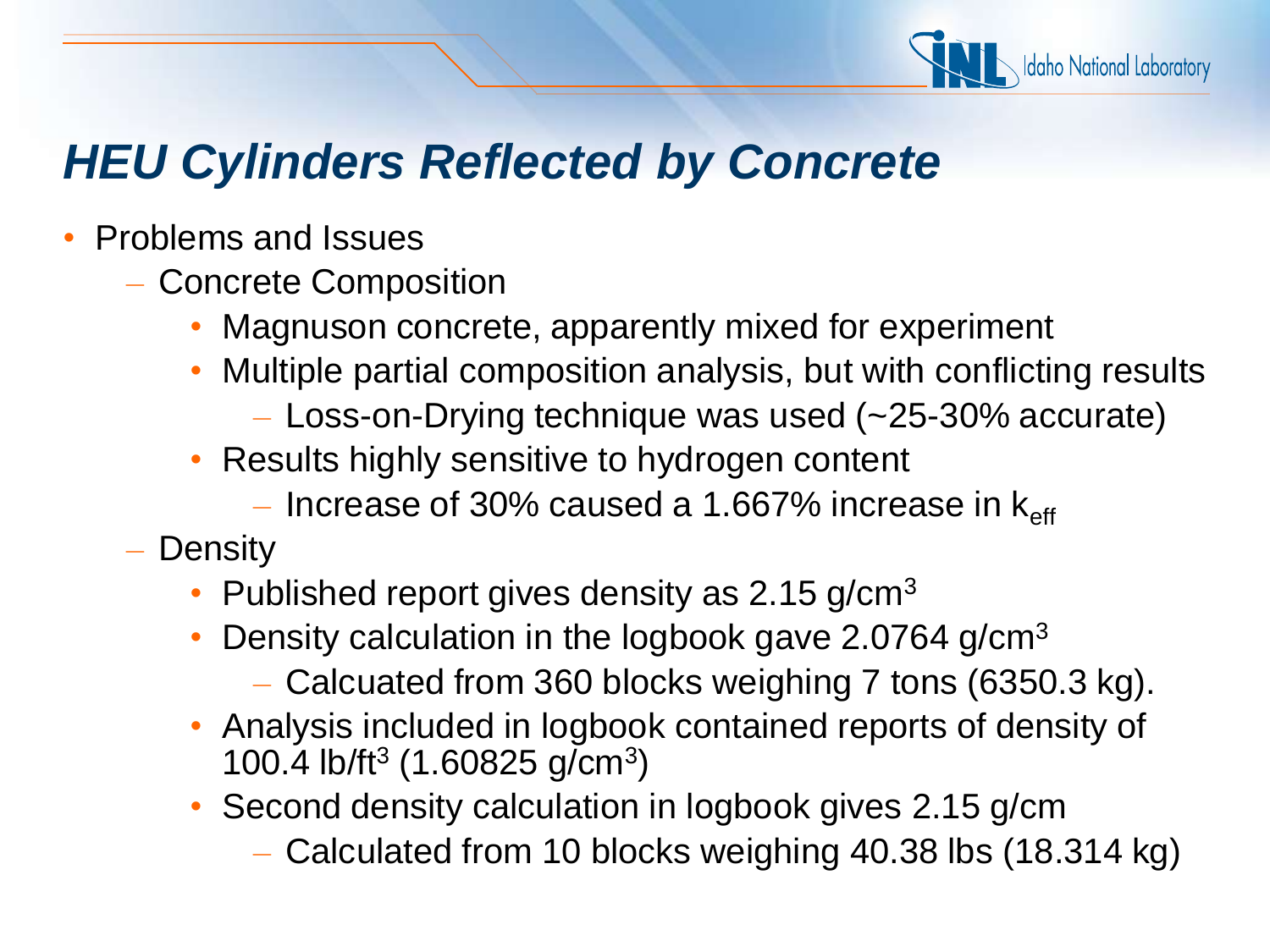# *HEU Cylinders Reflected by Concrete*

- Problems and Issues
  - Concrete Composition
    - Magnuson concrete, apparently mixed for experiment
    - Multiple partial composition analysis, but with conflicting results
      - Loss-on-Drying technique was used (~25-30% accurate)
    - Results highly sensitive to hydrogen content
      - Increase of 30% caused a 1.667% increase in $k_{eff}$
  - Density
    - Published report gives density as 2.15 $g/cm^3$
    - Density calculation in the logbook gave 2.0764 $g/cm^3$
      - Calcuated from 360 blocks weighing 7 tons (6350.3 kg).
    - Analysis included in logbook contained reports of density of 100.4 $lb/ft^3$ (1.60825 $g/cm^3$)
    - Second density calculation in logbook gives 2.15 g/cm
      - Calculated from 10 blocks weighing 40.38 lbs (18.314 kg)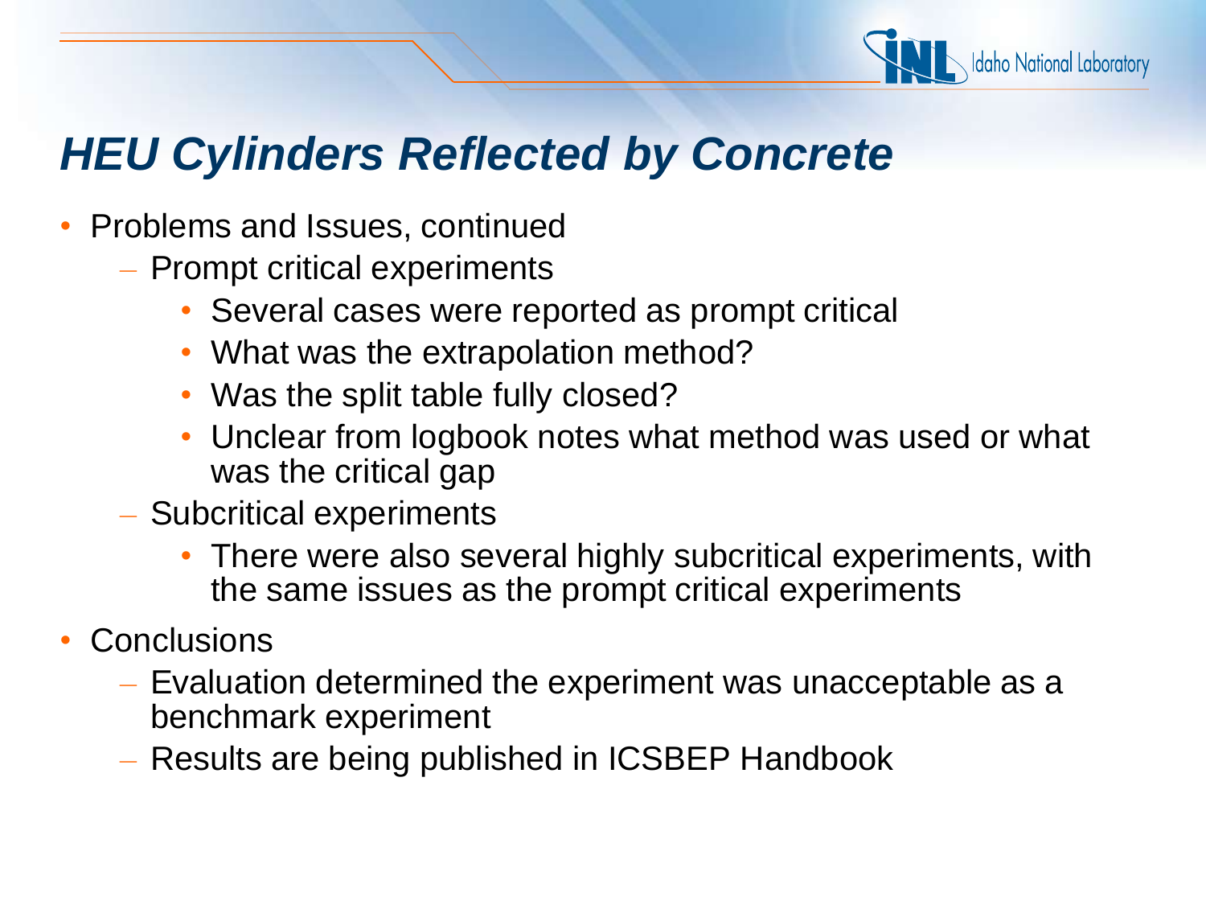# *HEU Cylinders Reflected by Concrete*

- Problems and Issues, continued
  - Prompt critical experiments
    - Several cases were reported as prompt critical
    - What was the extrapolation method?
    - Was the split table fully closed?
    - Unclear from logbook notes what method was used or what was the critical gap
  - Subcritical experiments
    - There were also several highly subcritical experiments, with the same issues as the prompt critical experiments
- Conclusions
  - Evaluation determined the experiment was unacceptable as a benchmark experiment
  - Results are being published in ICSBEP Handbook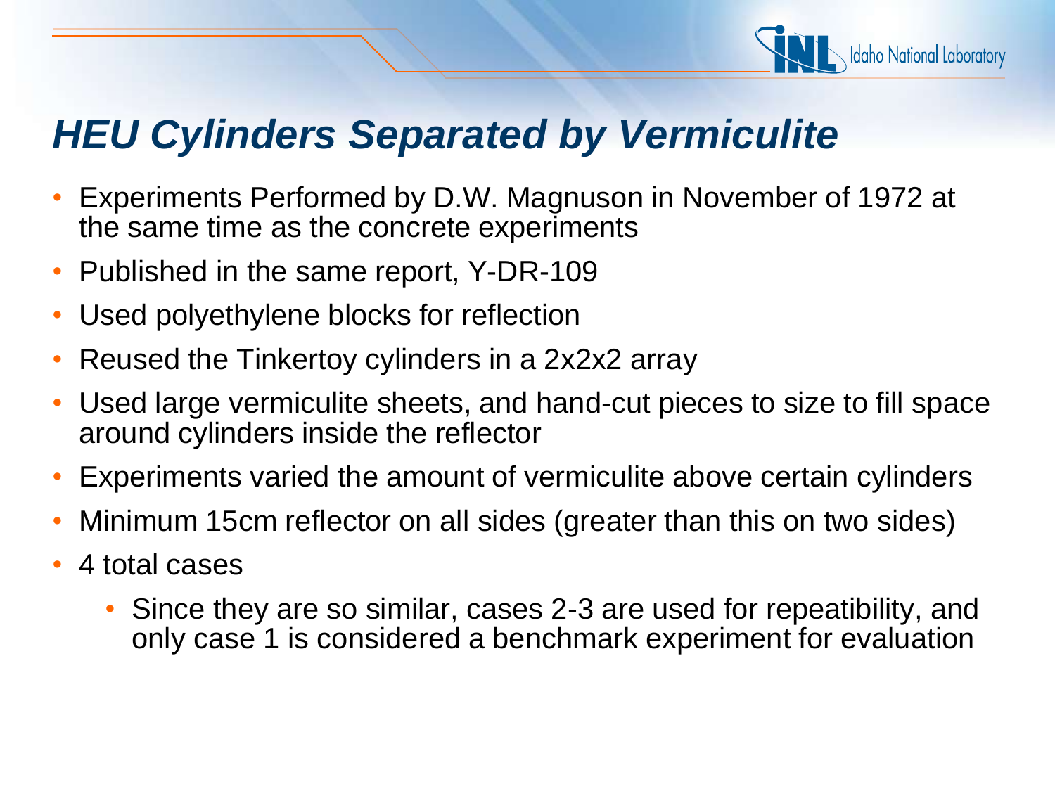# *HEU Cylinders Separated by Vermiculite*

- Experiments Performed by D.W. Magnuson in November of 1972 at the same time as the concrete experiments
- Published in the same report, Y-DR-109
- Used polyethylene blocks for reflection
- Reused the Tinkertoy cylinders in a 2x2x2 array
- Used large vermiculite sheets, and hand-cut pieces to size to fill space around cylinders inside the reflector
- Experiments varied the amount of vermiculite above certain cylinders
- Minimum 15cm reflector on all sides (greater than this on two sides)
- 4 total cases
  - Since they are so similar, cases 2-3 are used for repeatibility, and only case 1 is considered a benchmark experiment for evaluation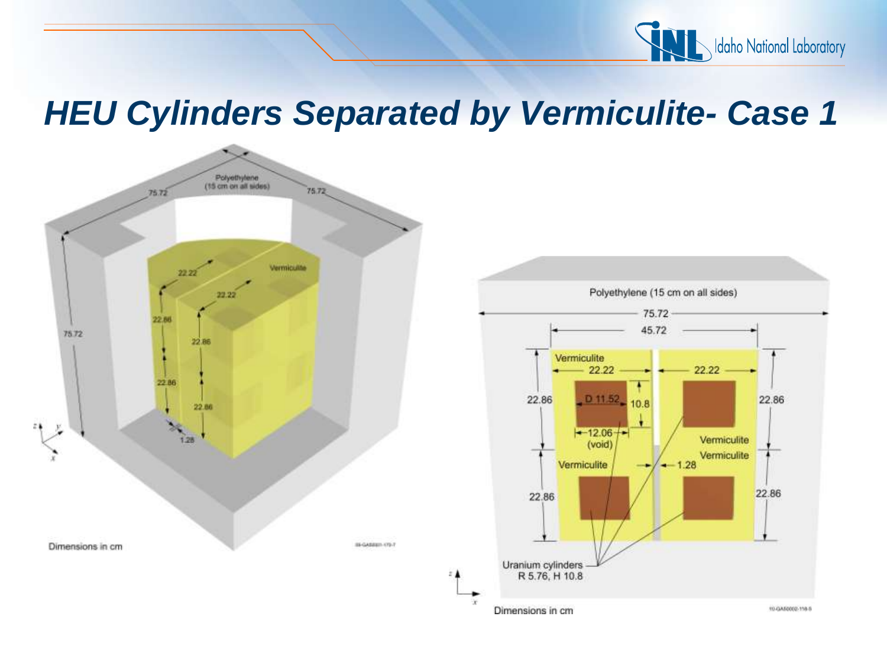# *HEU Cylinders Separated by Vermiculite- Case 1*

Polyethylene (15 cm on all sides)

75.72

75.72

75.72

Vermiculite

22.22

22.22

22.86

22.86

22.86

22.86

1.28

Dimensions in cm

Polyethylene (15 cm on all sides)

75.72

45.72

Vermiculite

22.22

22.22

22.86

D 11.52

10.8

22.86

12.06 (void)

Vermiculite

Vermiculite

Vermiculite

1.28

22.86

22.86

Uranium cylinders R 5.76, H 10.8

Dimensions in cm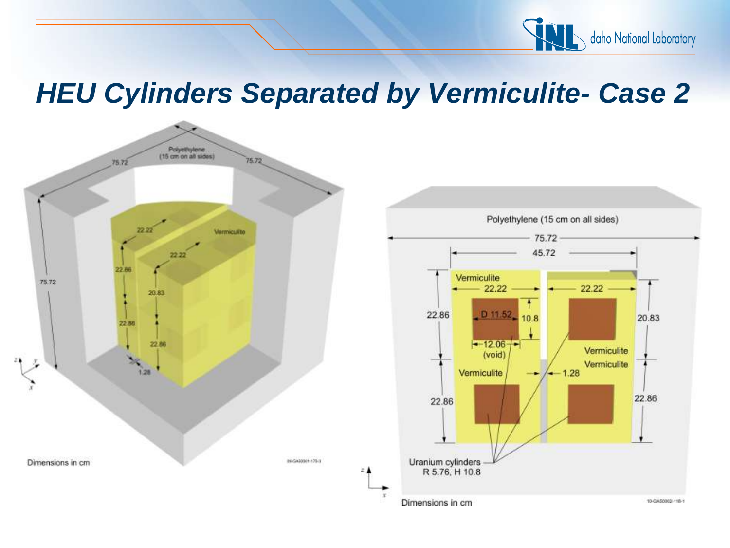# HEU Cylinders Separated by Vermiculite- Case 2

Polyethylene (15 cm on all sides)

75.72

75.72

Vermiculite

22.22

22.22

22.86

20.83

22.86

22.86

75.72

1.28

Dimensions in cm

Polyethylene (15 cm on all sides)

75.72

45.72

Vermiculite

22.22

22.22

22.86

D 11.52

10.8

20.83

12.06 (void)

Vermiculite

Vermiculite

Vermiculite

1.28

22.86

22.86

Uranium cylinders R 5.76, H 10.8

Dimensions in cm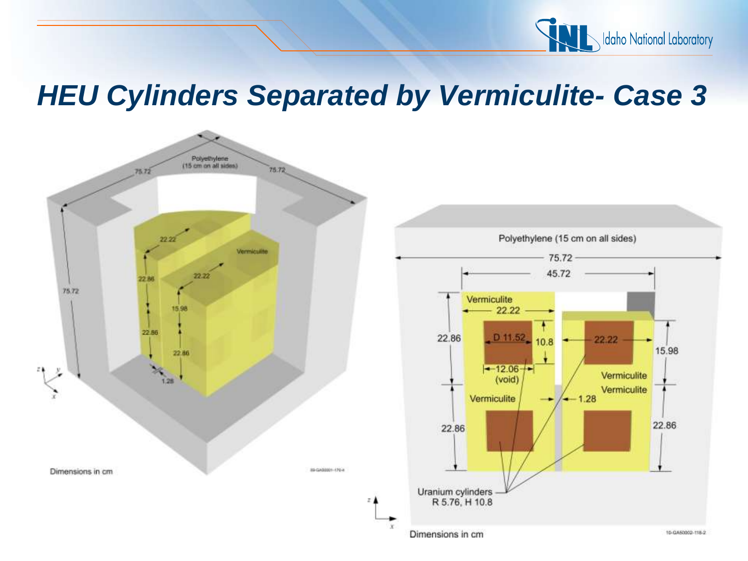# HEU Cylinders Separated by Vermiculite- Case 3

Polyethylene (15 cm on all sides)

75.72

75.72

75.72

22.22

22.86

22.22

Vermiculite

15.98

22.86

22.86

1.28

Dimensions in cm

Polyethylene (15 cm on all sides)

75.72

45.72

Vermiculite

22.22

22.86

D 11.52

10.8

22.22

15.98

12.06 (void)

Vermiculite

Vermiculite

Vermiculite

1.28

22.86

22.86

Uranium cylinders R 5.76, H 10.8

Dimensions in cm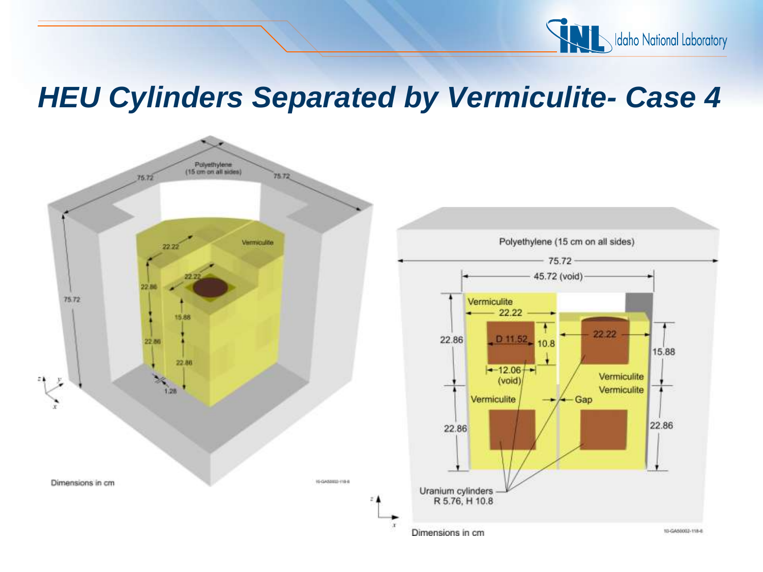# HEU Cylinders Separated by Vermiculite- Case 4

Polyethylene (15 cm on all sides)

75.72

75.72

Vermiculite

22.22

22.86

22.22

15.88

22.86

22.86

1.28

Dimensions in cm

Polyethylene (15 cm on all sides)

75.72

45.72 (void)

Vermiculite

22.22

22.86

D 11.52

10.8

22.22

15.88

12.06 (void)

Vermiculite

Vermiculite

Vermiculite

Gap

22.86

22.86

Uranium cylinders R 5.76, H 10.8

Dimensions in cm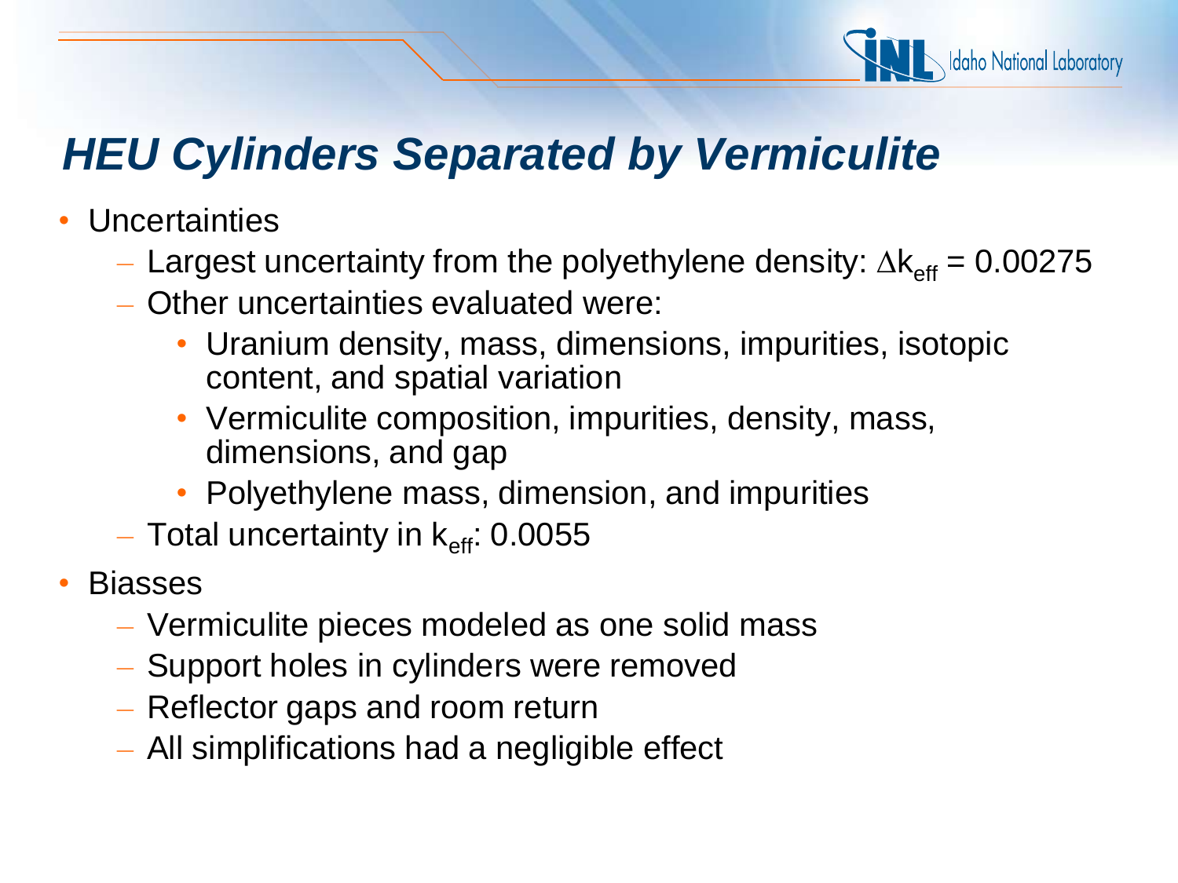# HEU Cylinders Separated by Vermiculite

- Uncertainties
  - Largest uncertainty from the polyethylene density: $\Delta k_{eff}$ = 0.00275
  - Other uncertainties evaluated were:
    - Uranium density, mass, dimensions, impurities, isotopic content, and spatial variation
    - Vermiculite composition, impurities, density, mass, dimensions, and gap
    - Polyethylene mass, dimension, and impurities
  - Total uncertainty in $k_{eff}$: 0.0055
- Biasses
  - Vermiculite pieces modeled as one solid mass
  - Support holes in cylinders were removed
  - Reflector gaps and room return
  - All simplifications had a negligible effect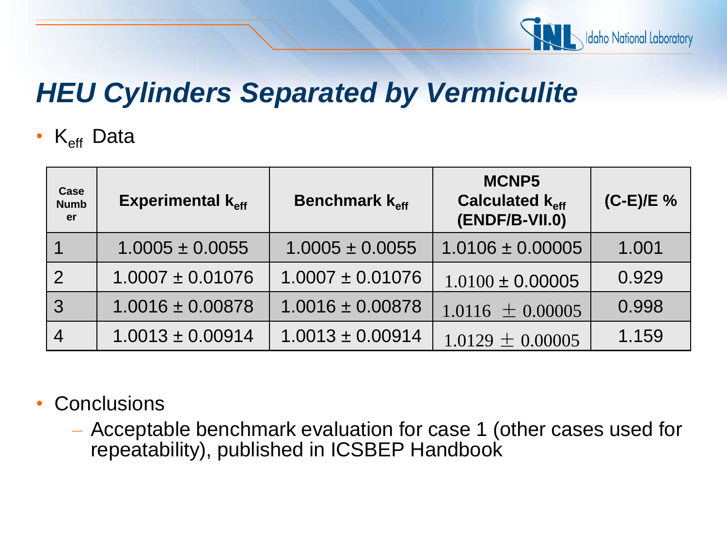# *HEU Cylinders Separated by Vermiculite*

- $K_{eff}$ Data

| Case Number | Experimental $k_{eff}$ | Benchmark $k_{eff}$ | MCNP5 Calculated $k_{eff}$ (ENDF/B-VII.0) | (C-E)/E % |
|---|---|---|---|---|
| 1 | 1.0005 ± 0.0055 | 1.0005 ± 0.0055 | 1.0106 ± 0.00005 | 1.001 |
| 2 | 1.0007 ± 0.01076 | 1.0007 ± 0.01076 | 1.0100 ± 0.00005 | 0.929 |
| 3 | 1.0016 ± 0.00878 | 1.0016 ± 0.00878 | 1.0116 ± 0.00005 | 0.998 |
| 4 | 1.0013 ± 0.00914 | 1.0013 ± 0.00914 | 1.0129 ± 0.00005 | 1.159 |

- Conclusions
  - Acceptable benchmark evaluation for case 1 (other cases used for repeatability), published in ICSBEP Handbook